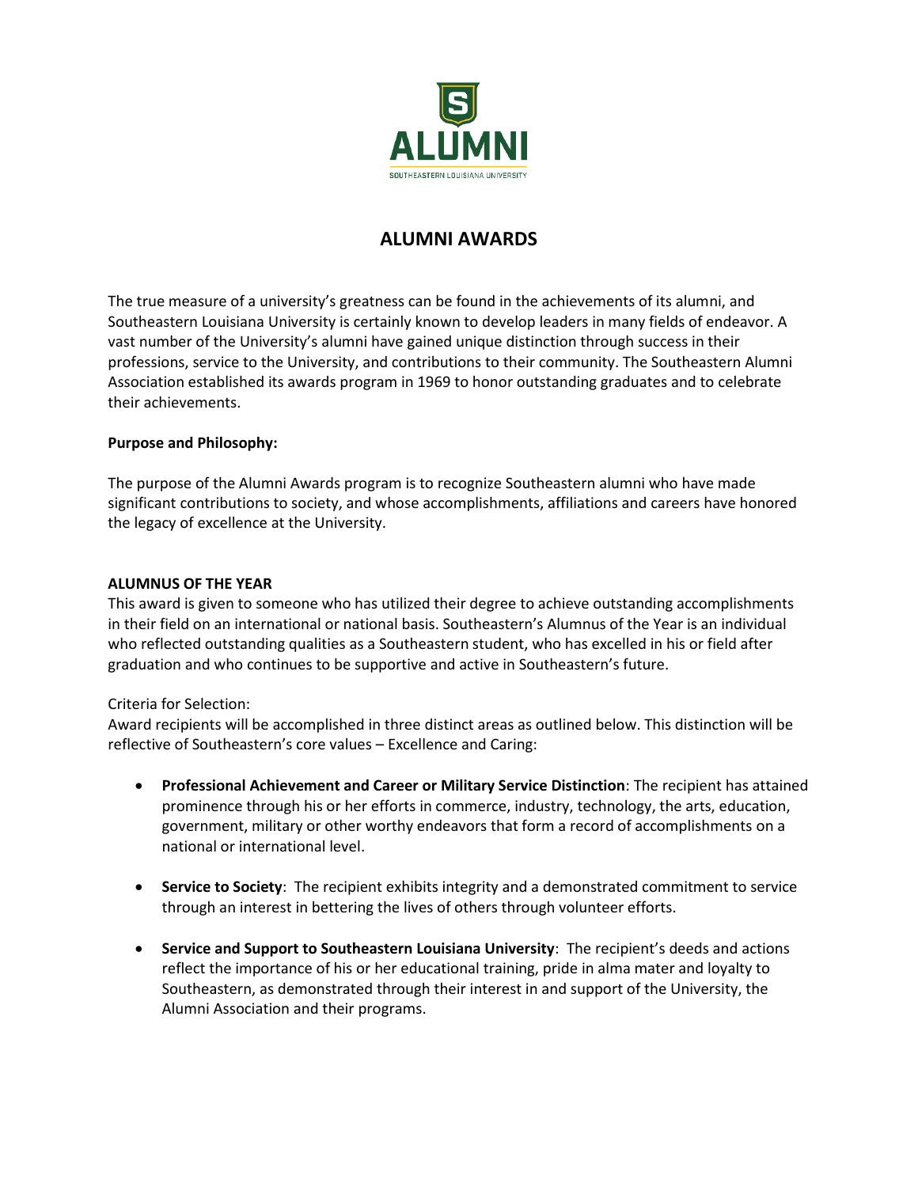# ALUMNI AWARDS

The true measure of a university's greatness can be found in the achievements of its alumni, and Southeastern Louisiana University is certainly known to develop leaders in many fields of endeavor. A vast number of the University's alumni have gained unique distinction through success in their professions, service to the University, and contributions to their community. The Southeastern Alumni Association established its awards program in 1969 to honor outstanding graduates and to celebrate their achievements.

**Purpose and Philosophy:**

The purpose of the Alumni Awards program is to recognize Southeastern alumni who have made significant contributions to society, and whose accomplishments, affiliations and careers have honored the legacy of excellence at the University.

**ALUMNUS OF THE YEAR**

This award is given to someone who has utilized their degree to achieve outstanding accomplishments in their field on an international or national basis. Southeastern's Alumnus of the Year is an individual who reflected outstanding qualities as a Southeastern student, who has excelled in his or field after graduation and who continues to be supportive and active in Southeastern's future.

Criteria for Selection:
Award recipients will be accomplished in three distinct areas as outlined below. This distinction will be reflective of Southeastern's core values – Excellence and Caring:

- **Professional Achievement and Career or Military Service Distinction**: The recipient has attained prominence through his or her efforts in commerce, industry, technology, the arts, education, government, military or other worthy endeavors that form a record of accomplishments on a national or international level.

- **Service to Society**: The recipient exhibits integrity and a demonstrated commitment to service through an interest in bettering the lives of others through volunteer efforts.

- **Service and Support to Southeastern Louisiana University**: The recipient's deeds and actions reflect the importance of his or her educational training, pride in alma mater and loyalty to Southeastern, as demonstrated through their interest in and support of the University, the Alumni Association and their programs.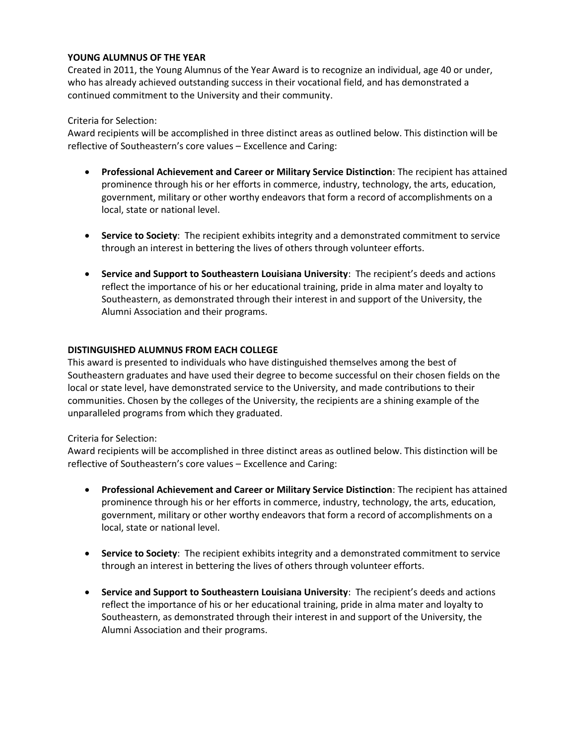**YOUNG ALUMNUS OF THE YEAR**

Created in 2011, the Young Alumnus of the Year Award is to recognize an individual, age 40 or under, who has already achieved outstanding success in their vocational field, and has demonstrated a continued commitment to the University and their community.

Criteria for Selection:

Award recipients will be accomplished in three distinct areas as outlined below. This distinction will be reflective of Southeastern's core values – Excellence and Caring:

- **Professional Achievement and Career or Military Service Distinction**: The recipient has attained prominence through his or her efforts in commerce, industry, technology, the arts, education, government, military or other worthy endeavors that form a record of accomplishments on a local, state or national level.
- **Service to Society**: The recipient exhibits integrity and a demonstrated commitment to service through an interest in bettering the lives of others through volunteer efforts.
- **Service and Support to Southeastern Louisiana University**: The recipient's deeds and actions reflect the importance of his or her educational training, pride in alma mater and loyalty to Southeastern, as demonstrated through their interest in and support of the University, the Alumni Association and their programs.

**DISTINGUISHED ALUMNUS FROM EACH COLLEGE**

This award is presented to individuals who have distinguished themselves among the best of Southeastern graduates and have used their degree to become successful on their chosen fields on the local or state level, have demonstrated service to the University, and made contributions to their communities. Chosen by the colleges of the University, the recipients are a shining example of the unparalleled programs from which they graduated.

Criteria for Selection:

Award recipients will be accomplished in three distinct areas as outlined below. This distinction will be reflective of Southeastern's core values – Excellence and Caring:

- **Professional Achievement and Career or Military Service Distinction**: The recipient has attained prominence through his or her efforts in commerce, industry, technology, the arts, education, government, military or other worthy endeavors that form a record of accomplishments on a local, state or national level.
- **Service to Society**: The recipient exhibits integrity and a demonstrated commitment to service through an interest in bettering the lives of others through volunteer efforts.
- **Service and Support to Southeastern Louisiana University**: The recipient's deeds and actions reflect the importance of his or her educational training, pride in alma mater and loyalty to Southeastern, as demonstrated through their interest in and support of the University, the Alumni Association and their programs.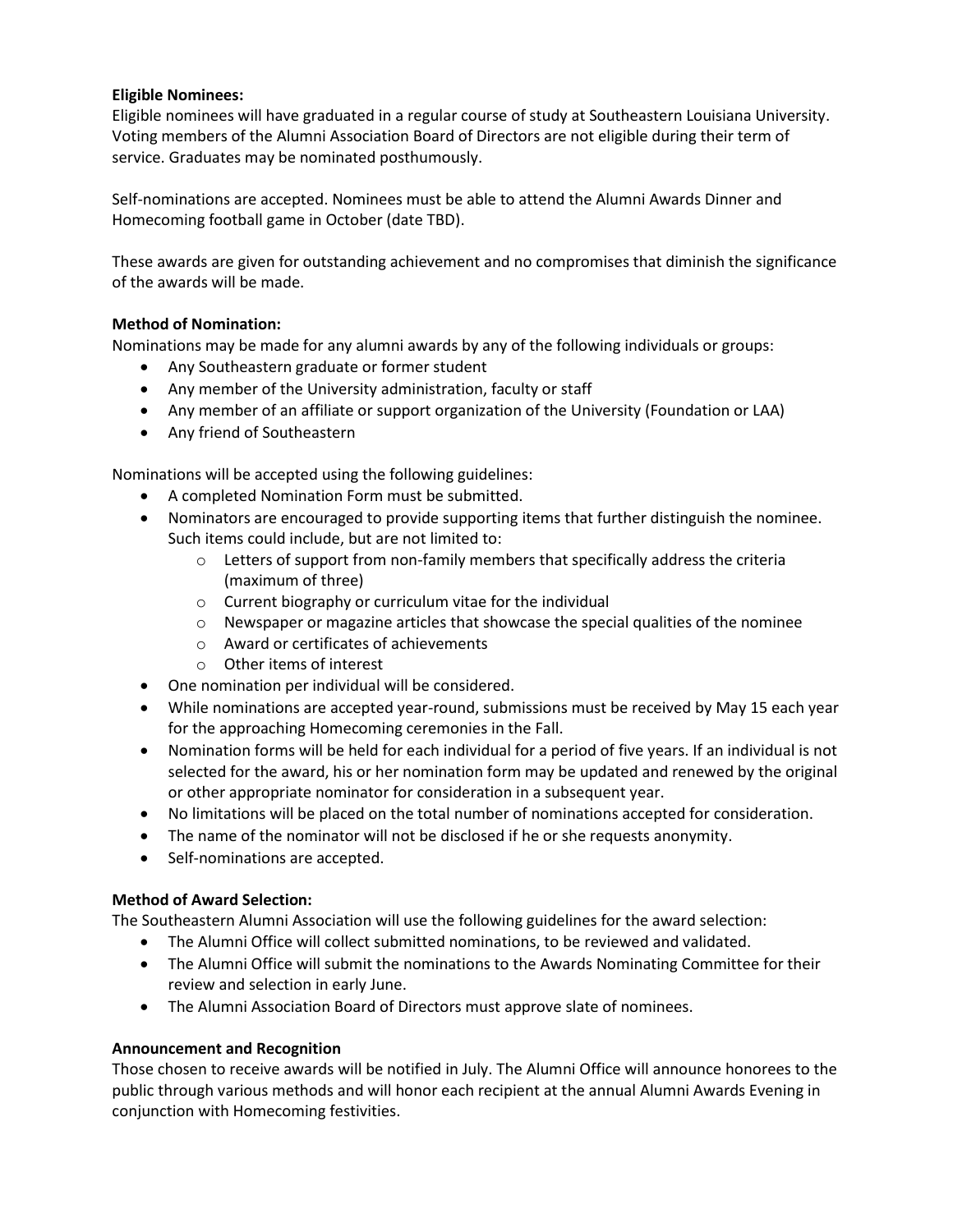**Eligible Nominees:**
Eligible nominees will have graduated in a regular course of study at Southeastern Louisiana University. Voting members of the Alumni Association Board of Directors are not eligible during their term of service. Graduates may be nominated posthumously.

Self-nominations are accepted. Nominees must be able to attend the Alumni Awards Dinner and Homecoming football game in October (date TBD).

These awards are given for outstanding achievement and no compromises that diminish the significance of the awards will be made.

**Method of Nomination:**
Nominations may be made for any alumni awards by any of the following individuals or groups:

- Any Southeastern graduate or former student
- Any member of the University administration, faculty or staff
- Any member of an affiliate or support organization of the University (Foundation or LAA)
- Any friend of Southeastern

Nominations will be accepted using the following guidelines:

- A completed Nomination Form must be submitted.
- Nominators are encouraged to provide supporting items that further distinguish the nominee. Such items could include, but are not limited to:
    - Letters of support from non-family members that specifically address the criteria (maximum of three)
    - Current biography or curriculum vitae for the individual
    - Newspaper or magazine articles that showcase the special qualities of the nominee
    - Award or certificates of achievements
    - Other items of interest
- One nomination per individual will be considered.
- While nominations are accepted year-round, submissions must be received by May 15 each year for the approaching Homecoming ceremonies in the Fall.
- Nomination forms will be held for each individual for a period of five years. If an individual is not selected for the award, his or her nomination form may be updated and renewed by the original or other appropriate nominator for consideration in a subsequent year.
- No limitations will be placed on the total number of nominations accepted for consideration.
- The name of the nominator will not be disclosed if he or she requests anonymity.
- Self-nominations are accepted.

**Method of Award Selection:**
The Southeastern Alumni Association will use the following guidelines for the award selection:

- The Alumni Office will collect submitted nominations, to be reviewed and validated.
- The Alumni Office will submit the nominations to the Awards Nominating Committee for their review and selection in early June.
- The Alumni Association Board of Directors must approve slate of nominees.

**Announcement and Recognition**
Those chosen to receive awards will be notified in July. The Alumni Office will announce honorees to the public through various methods and will honor each recipient at the annual Alumni Awards Evening in conjunction with Homecoming festivities.